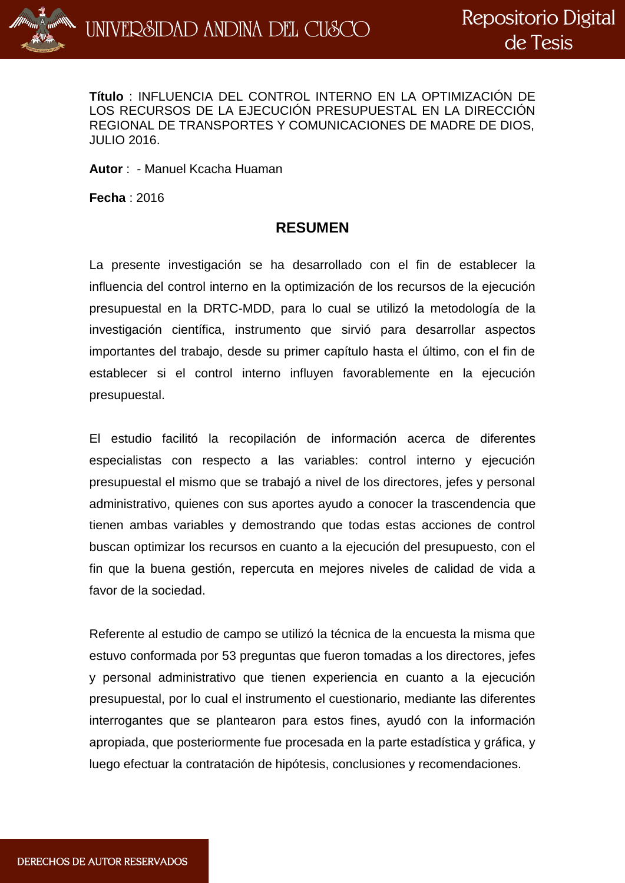**Título** : INFLUENCIA DEL CONTROL INTERNO EN LA OPTIMIZACIÓN DE LOS RECURSOS DE LA EJECUCIÓN PRESUPUESTAL EN LA DIRECCIÓN REGIONAL DE TRANSPORTES Y COMUNICACIONES DE MADRE DE DIOS, JULIO 2016.

**Autor** : - Manuel Kcacha Huaman

**Fecha** : 2016

## RESUMEN

La presente investigación se ha desarrollado con el fin de establecer la influencia del control interno en la optimización de los recursos de la ejecución presupuestal en la DRTC-MDD, para lo cual se utilizó la metodología de la investigación científica, instrumento que sirvió para desarrollar aspectos importantes del trabajo, desde su primer capítulo hasta el último, con el fin de establecer si el control interno influyen favorablemente en la ejecución presupuestal.

El estudio facilitó la recopilación de información acerca de diferentes especialistas con respecto a las variables: control interno y ejecución presupuestal el mismo que se trabajó a nivel de los directores, jefes y personal administrativo, quienes con sus aportes ayudo a conocer la trascendencia que tienen ambas variables y demostrando que todas estas acciones de control buscan optimizar los recursos en cuanto a la ejecución del presupuesto, con el fin que la buena gestión, repercuta en mejores niveles de calidad de vida a favor de la sociedad.

Referente al estudio de campo se utilizó la técnica de la encuesta la misma que estuvo conformada por 53 preguntas que fueron tomadas a los directores, jefes y personal administrativo que tienen experiencia en cuanto a la ejecución presupuestal, por lo cual el instrumento el cuestionario, mediante las diferentes interrogantes que se plantearon para estos fines, ayudó con la información apropiada, que posteriormente fue procesada en la parte estadística y gráfica, y luego efectuar la contratación de hipótesis, conclusiones y recomendaciones.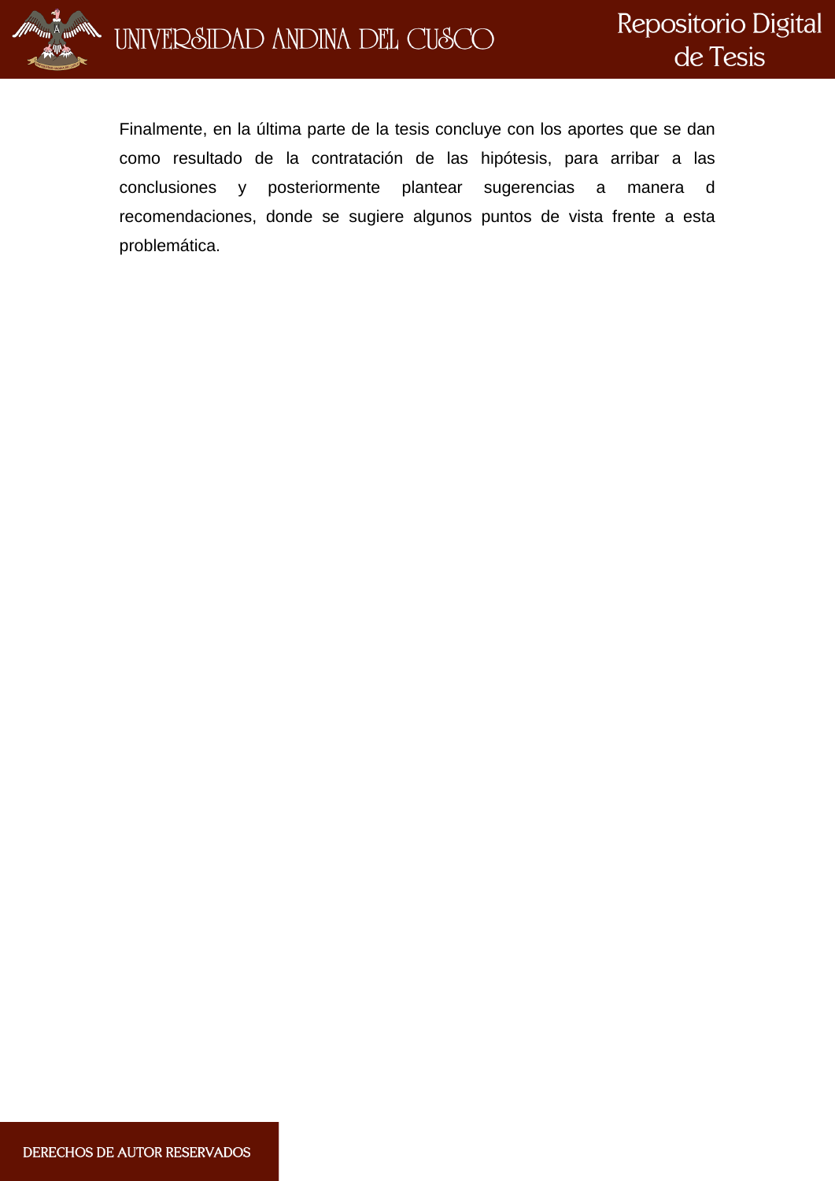Finalmente, en la última parte de la tesis concluye con los aportes que se dan como resultado de la contratación de las hipótesis, para arribar a las conclusiones y posteriormente plantear sugerencias a manera d recomendaciones, donde se sugiere algunos puntos de vista frente a esta problemática.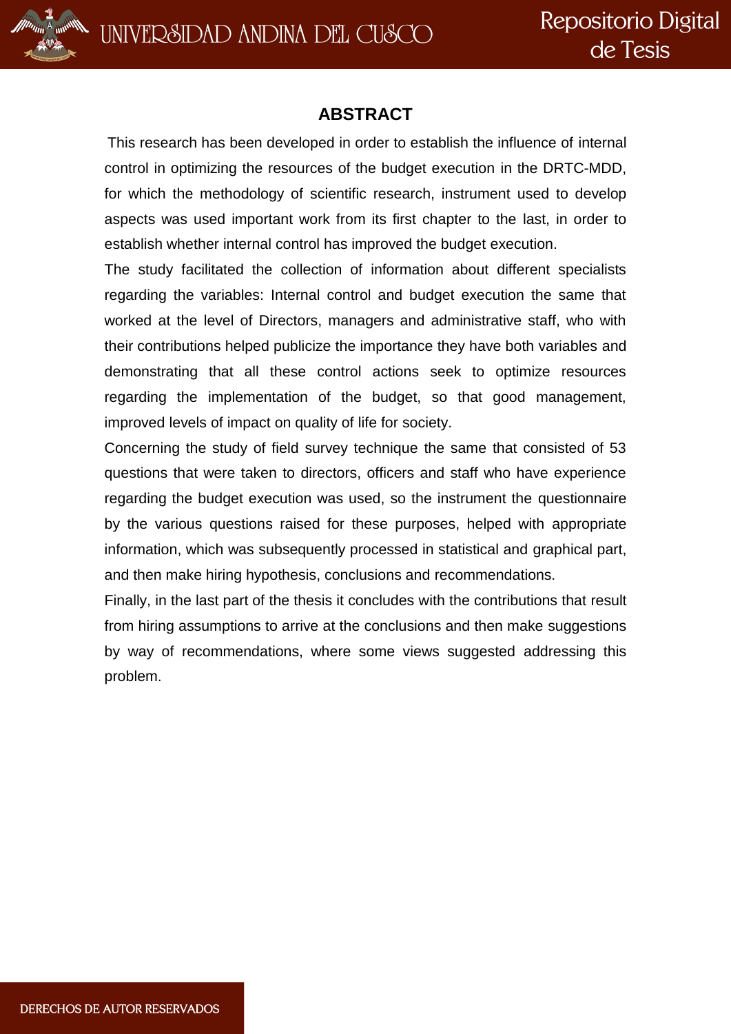## ABSTRACT

This research has been developed in order to establish the influence of internal control in optimizing the resources of the budget execution in the DRTC-MDD, for which the methodology of scientific research, instrument used to develop aspects was used important work from its first chapter to the last, in order to establish whether internal control has improved the budget execution.

The study facilitated the collection of information about different specialists regarding the variables: Internal control and budget execution the same that worked at the level of Directors, managers and administrative staff, who with their contributions helped publicize the importance they have both variables and demonstrating that all these control actions seek to optimize resources regarding the implementation of the budget, so that good management, improved levels of impact on quality of life for society.

Concerning the study of field survey technique the same that consisted of 53 questions that were taken to directors, officers and staff who have experience regarding the budget execution was used, so the instrument the questionnaire by the various questions raised for these purposes, helped with appropriate information, which was subsequently processed in statistical and graphical part, and then make hiring hypothesis, conclusions and recommendations.

Finally, in the last part of the thesis it concludes with the contributions that result from hiring assumptions to arrive at the conclusions and then make suggestions by way of recommendations, where some views suggested addressing this problem.